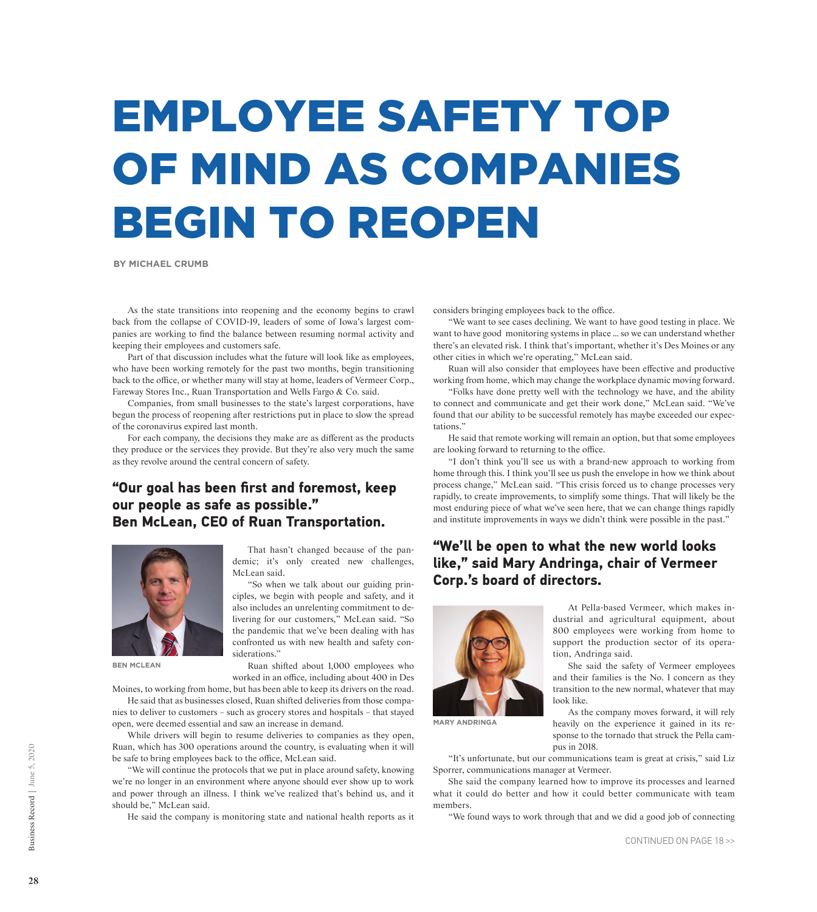# EMPLOYEE SAFETY TOP OF MIND AS COMPANIES BEGIN TO REOPEN

**BY MICHAEL CRUMB**

As the state transitions into reopening and the economy begins to crawl back from the collapse of COVID-19, leaders of some of Iowa's largest companies are working to find the balance between resuming normal activity and keeping their employees and customers safe.

Part of that discussion includes what the future will look like as employees, who have been working remotely for the past two months, begin transitioning back to the office, or whether many will stay at home, leaders of Vermeer Corp., Fareway Stores Inc., Ruan Transportation and Wells Fargo & Co. said.

Companies, from small businesses to the state's largest corporations, have begun the process of reopening after restrictions put in place to slow the spread of the coronavirus expired last month.

For each company, the decisions they make are as different as the products they produce or the services they provide. But they're also very much the same as they revolve around the central concern of safety.

## "Our goal has been first and foremost, keep our people as safe as possible." Ben McLean, CEO of Ruan Transportation.

BEN MCLEAN

That hasn't changed because of the pandemic; it's only created new challenges, McLean said.

"So when we talk about our guiding principles, we begin with people and safety, and it also includes an unrelenting commitment to delivering for our customers," McLean said. "So the pandemic that we've been dealing with has confronted us with new health and safety considerations."

Ruan shifted about 1,000 employees who worked in an office, including about 400 in Des Moines, to working from home, but has been able to keep its drivers on the road.

He said that as businesses closed, Ruan shifted deliveries from those companies to deliver to customers – such as grocery stores and hospitals – that stayed open, were deemed essential and saw an increase in demand.

While drivers will begin to resume deliveries to companies as they open, Ruan, which has 300 operations around the country, is evaluating when it will be safe to bring employees back to the office, McLean said.

"We will continue the protocols that we put in place around safety, knowing we're no longer in an environment where anyone should ever show up to work and power through an illness. I think we've realized that's behind us, and it should be," McLean said.

He said the company is monitoring state and national health reports as it considers bringing employees back to the office.

"We want to see cases declining. We want to have good testing in place. We want to have good monitoring systems in place … so we can understand whether there's an elevated risk. I think that's important, whether it's Des Moines or any other cities in which we're operating," McLean said.

Ruan will also consider that employees have been effective and productive working from home, which may change the workplace dynamic moving forward.

"Folks have done pretty well with the technology we have, and the ability to connect and communicate and get their work done," McLean said. "We've found that our ability to be successful remotely has maybe exceeded our expectations."

He said that remote working will remain an option, but that some employees are looking forward to returning to the office.

"I don't think you'll see us with a brand-new approach to working from home through this. I think you'll see us push the envelope in how we think about process change," McLean said. "This crisis forced us to change processes very rapidly, to create improvements, to simplify some things. That will likely be the most enduring piece of what we've seen here, that we can change things rapidly and institute improvements in ways we didn't think were possible in the past."

## "We'll be open to what the new world looks like," said Mary Andringa, chair of Vermeer Corp.'s board of directors.

MARY ANDRINGA

At Pella-based Vermeer, which makes industrial and agricultural equipment, about 800 employees were working from home to support the production sector of its operation, Andringa said.

She said the safety of Vermeer employees and their families is the No. 1 concern as they transition to the new normal, whatever that may look like.

As the company moves forward, it will rely heavily on the experience it gained in its response to the tornado that struck the Pella campus in 2018.

"It's unfortunate, but our communications team is great at crisis," said Liz Sporrer, communications manager at Vermeer.

She said the company learned how to improve its processes and learned what it could do better and how it could better communicate with team members.

"We found ways to work through that and we did a good job of connecting

CONTINUED ON PAGE 18 >>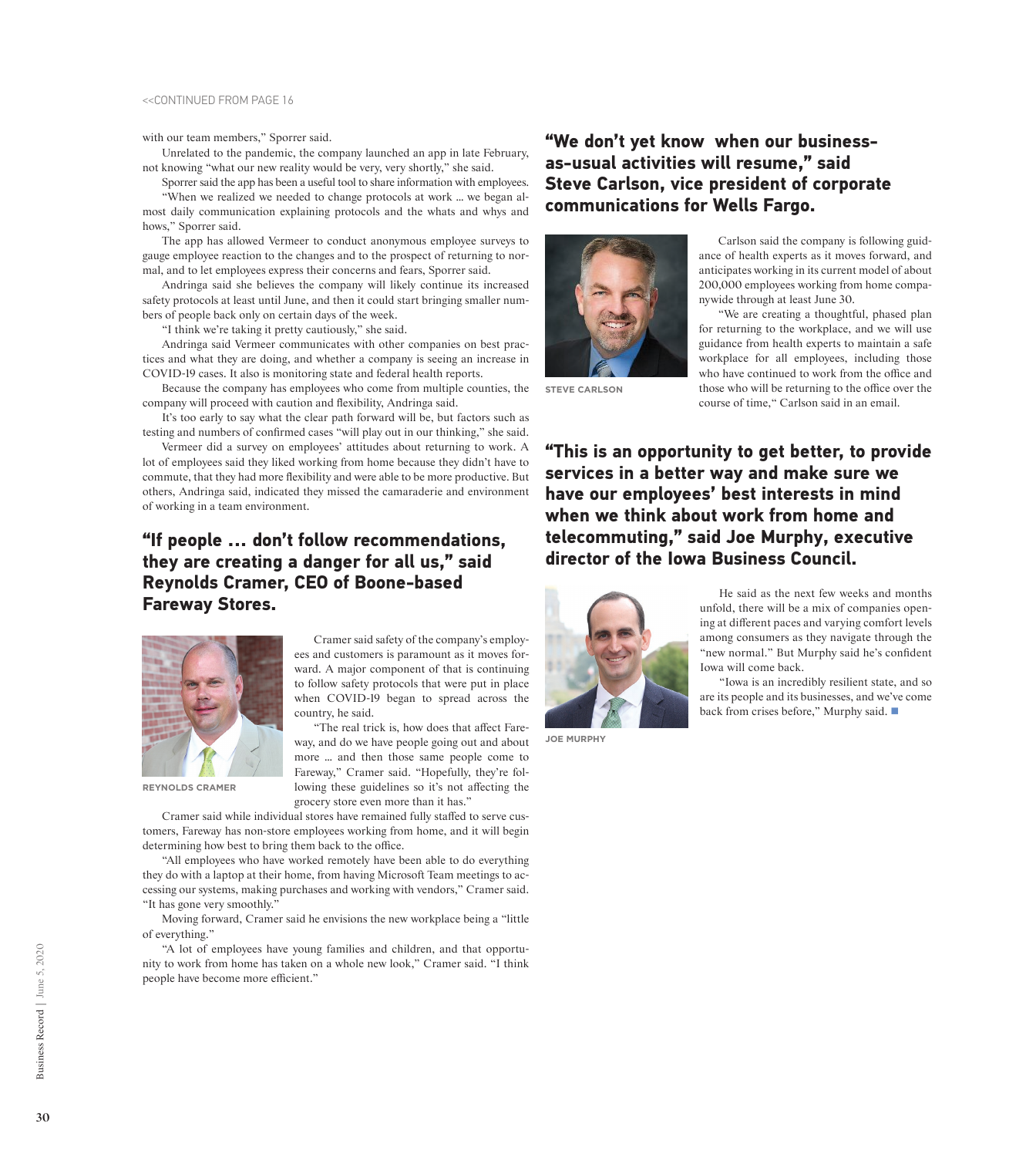<<CONTINUED FROM PAGE 16

with our team members," Sporrer said.

Unrelated to the pandemic, the company launched an app in late February, not knowing "what our new reality would be very, very shortly," she said.

Sporrer said the app has been a useful tool to share information with employees.

"When we realized we needed to change protocols at work … we began almost daily communication explaining protocols and the whats and whys and hows," Sporrer said.

The app has allowed Vermeer to conduct anonymous employee surveys to gauge employee reaction to the changes and to the prospect of returning to normal, and to let employees express their concerns and fears, Sporrer said.

Andringa said she believes the company will likely continue its increased safety protocols at least until June, and then it could start bringing smaller numbers of people back only on certain days of the week.

"I think we're taking it pretty cautiously," she said.

Andringa said Vermeer communicates with other companies on best practices and what they are doing, and whether a company is seeing an increase in COVID-19 cases. It also is monitoring state and federal health reports.

Because the company has employees who come from multiple counties, the company will proceed with caution and flexibility, Andringa said.

It's too early to say what the clear path forward will be, but factors such as testing and numbers of confirmed cases "will play out in our thinking," she said.

Vermeer did a survey on employees' attitudes about returning to work. A lot of employees said they liked working from home because they didn't have to commute, that they had more flexibility and were able to be more productive. But others, Andringa said, indicated they missed the camaraderie and environment of working in a team environment.

## "If people … don't follow recommendations, they are creating a danger for all us," said Reynolds Cramer, CEO of Boone-based Fareway Stores.

REYNOLDS CRAMER

Cramer said safety of the company's employees and customers is paramount as it moves forward. A major component of that is continuing to follow safety protocols that were put in place when COVID-19 began to spread across the country, he said.

"The real trick is, how does that affect Fareway, and do we have people going out and about more … and then those same people come to Fareway," Cramer said. "Hopefully, they're following these guidelines so it's not affecting the grocery store even more than it has."

Cramer said while individual stores have remained fully staffed to serve customers, Fareway has non-store employees working from home, and it will begin determining how best to bring them back to the office.

"All employees who have worked remotely have been able to do everything they do with a laptop at their home, from having Microsoft Team meetings to accessing our systems, making purchases and working with vendors," Cramer said. "It has gone very smoothly."

Moving forward, Cramer said he envisions the new workplace being a "little of everything."

"A lot of employees have young families and children, and that opportunity to work from home has taken on a whole new look," Cramer said. "I think people have become more efficient."

## "We don't yet know when our business-as-usual activities will resume," said Steve Carlson, vice president of corporate communications for Wells Fargo.

STEVE CARLSON

Carlson said the company is following guidance of health experts as it moves forward, and anticipates working in its current model of about 200,000 employees working from home companywide through at least June 30.

"We are creating a thoughtful, phased plan for returning to the workplace, and we will use guidance from health experts to maintain a safe workplace for all employees, including those who have continued to work from the office and those who will be returning to the office over the course of time," Carlson said in an email.

## "This is an opportunity to get better, to provide services in a better way and make sure we have our employees' best interests in mind when we think about work from home and telecommuting," said Joe Murphy, executive director of the Iowa Business Council.

JOE MURPHY

He said as the next few weeks and months unfold, there will be a mix of companies opening at different paces and varying comfort levels among consumers as they navigate through the "new normal." But Murphy said he's confident Iowa will come back.

"Iowa is an incredibly resilient state, and so are its people and its businesses, and we've come back from crises before," Murphy said. ■